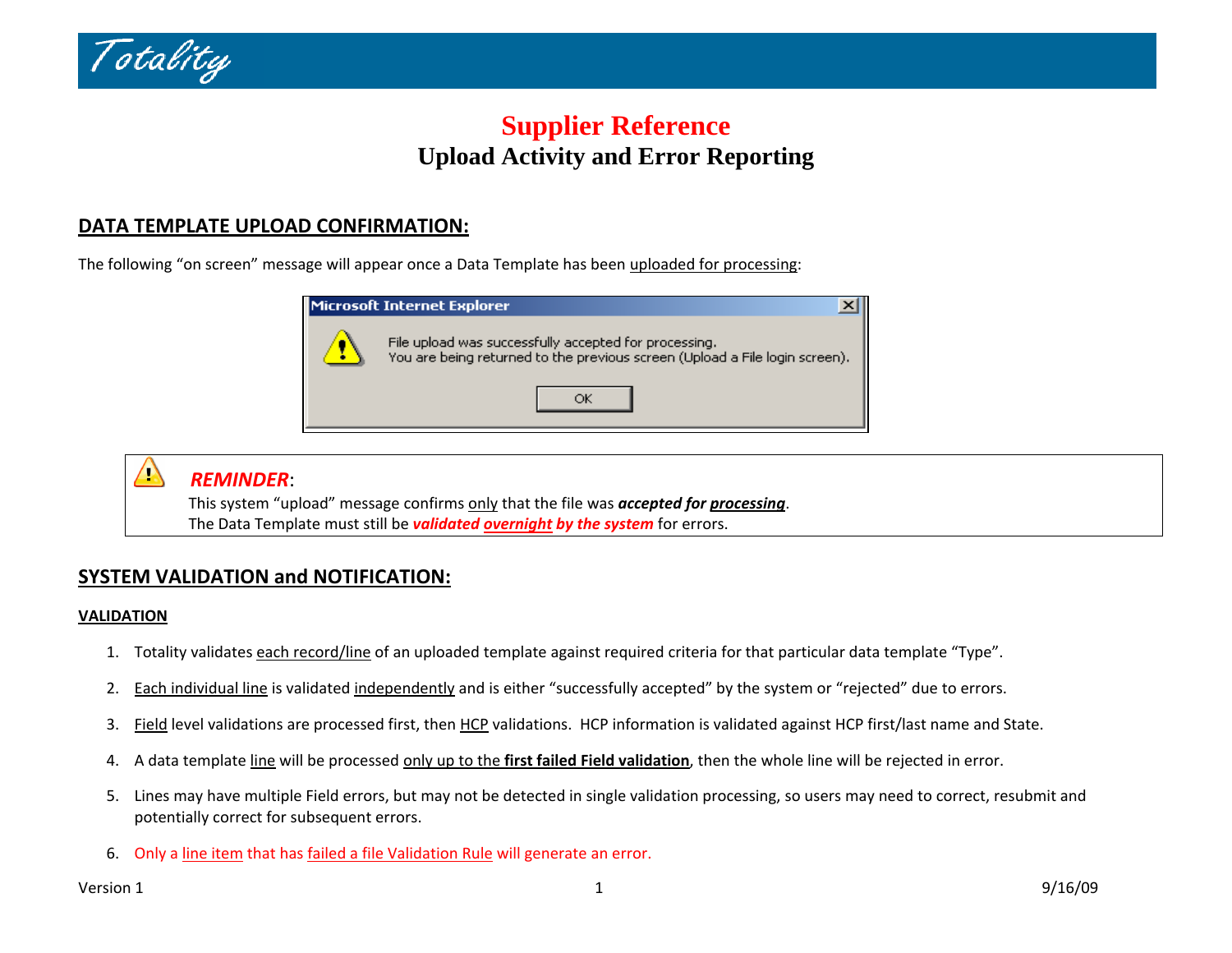# Supplier Reference

## Upload Activity and Error Reporting

### DATA TEMPLATE UPLOAD CONFIRMATION:

The following "on screen" message will appear once a Data Template has been uploaded for processing:

> **Microsoft Internet Explorer**
>
> File upload was successfully accepted for processing.
> You are being returned to the previous screen (Upload a File login screen).
>
> OK

> ***REMINDER***:
> This system "upload" message confirms only that the file was ***accepted for processing***.
> The Data Template must still be ***validated overnight by the system*** for errors.

### SYSTEM VALIDATION and NOTIFICATION:

#### VALIDATION

1. Totality validates each record/line of an uploaded template against required criteria for that particular data template "Type".
2. Each individual line is validated independently and is either "successfully accepted" by the system or "rejected" due to errors.
3. Field level validations are processed first, then HCP validations. HCP information is validated against HCP first/last name and State.
4. A data template line will be processed only up to the **first failed Field validation**, then the whole line will be rejected in error.
5. Lines may have multiple Field errors, but may not be detected in single validation processing, so users may need to correct, resubmit and potentially correct for subsequent errors.
6. Only a line item that has failed a file Validation Rule will generate an error.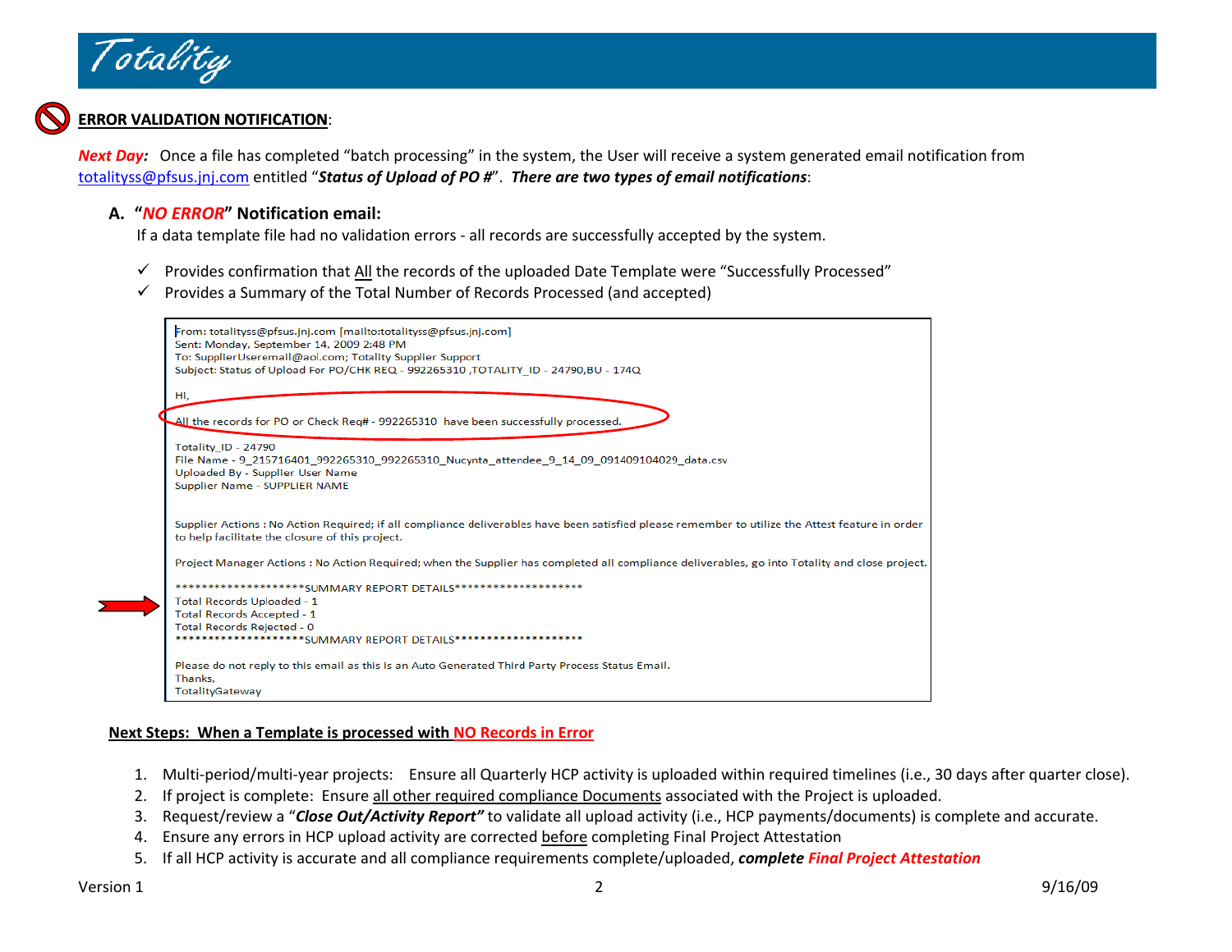## ERROR VALIDATION NOTIFICATION:

***Next Day:*** Once a file has completed "batch processing" in the system, the User will receive a system generated email notification from totalityss@pfsus.jnj.com entitled "***Status of Upload of PO #***". ***There are two types of email notifications***:

### A. "*NO ERROR*" Notification email:

If a data template file had no validation errors - all records are successfully accepted by the system.

- ✓ Provides confirmation that All the records of the uploaded Date Template were "Successfully Processed"
- ✓ Provides a Summary of the Total Number of Records Processed (and accepted)

```
From: totalityss@pfsus.jnj.com [mailto:totalityss@pfsus.jnj.com]
Sent: Monday, September 14, 2009 2:48 PM
To: SupplierUseremail@aol.com; Totality Supplier Support
Subject: Status of Upload For PO/CHK REQ - 992265310 ,TOTALITY_ID - 24790,BU - 174Q

Hi,

All the records for PO or Check Req# - 992265310  have been successfully processed.

Totality_ID - 24790
File Name - 9_215716401_992265310_992265310_Nucynta_attendee_9_14_09_091409104029_data.csv
Uploaded By - Supplier User Name
Supplier Name - SUPPLIER NAME

Supplier Actions : No Action Required; if all compliance deliverables have been satisfied please remember to utilize the Attest feature in order to help facilitate the closure of this project.

Project Manager Actions : No Action Required; when the Supplier has completed all compliance deliverables, go into Totality and close project.

********************SUMMARY REPORT DETAILS********************
Total Records Uploaded - 1
Total Records Accepted - 1
Total Records Rejected - 0
********************SUMMARY REPORT DETAILS********************

Please do not reply to this email as this is an Auto Generated Third Party Process Status Email.
Thanks,
TotalityGateway
```

**Next Steps: When a Template is processed with NO Records in Error**

1. Multi-period/multi-year projects: Ensure all Quarterly HCP activity is uploaded within required timelines (i.e., 30 days after quarter close).
2. If project is complete: Ensure all other required compliance Documents associated with the Project is uploaded.
3. Request/review a "***Close Out/Activity Report"*** to validate all upload activity (i.e., HCP payments/documents) is complete and accurate.
4. Ensure any errors in HCP upload activity are corrected before completing Final Project Attestation
5. If all HCP activity is accurate and all compliance requirements complete/uploaded, ***complete Final Project Attestation***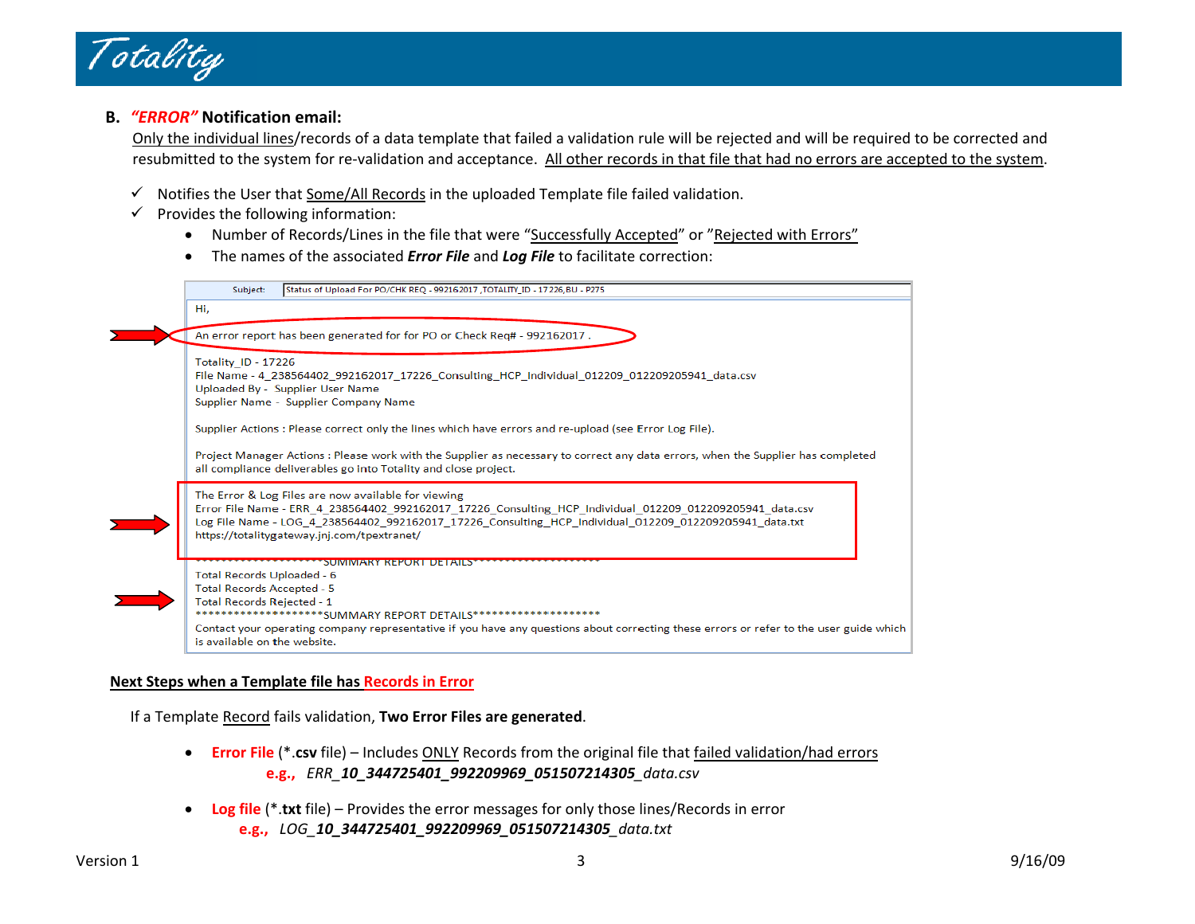## B. *"ERROR"* Notification email:

Only the individual lines/records of a data template that failed a validation rule will be rejected and will be required to be corrected and resubmitted to the system for re-validation and acceptance. All other records in that file that had no errors are accepted to the system.

- ✓ Notifies the User that Some/All Records in the uploaded Template file failed validation.
- ✓ Provides the following information:
  - Number of Records/Lines in the file that were "Successfully Accepted" or "Rejected with Errors"
  - The names of the associated ***Error File*** and ***Log File*** to facilitate correction:

Subject: Status of Upload For PO/CHK REQ - 992162017 ,TOTALITY_ID - 17226,BU - P275

Hi,

An error report has been generated for for PO or Check Req# - 992162017 .

Totality_ID - 17226
File Name - 4_238564402_992162017_17226_Consulting_HCP_Individual_012209_012209205941_data.csv
Uploaded By - Supplier User Name
Supplier Name - Supplier Company Name

Supplier Actions : Please correct only the lines which have errors and re-upload (see Error Log File).

Project Manager Actions : Please work with the Supplier as necessary to correct any data errors, when the Supplier has completed all compliance deliverables go into Totality and close project.

The Error & Log Files are now available for viewing
Error File Name - ERR_4_238564402_992162017_17226_Consulting_HCP_Individual_012209_012209205941_data.csv
Log File Name - LOG_4_238564402_992162017_17226_Consulting_HCP_Individual_012209_012209205941_data.txt
https://totalitygateway.jnj.com/tpextranet/

********************SUMMARY REPORT DETAILS********************
Total Records Uploaded - 6
Total Records Accepted - 5
Total Records Rejected - 1
********************SUMMARY REPORT DETAILS********************
Contact your operating company representative if you have any questions about correcting these errors or refer to the user guide which is available on the website.

### Next Steps when a Template file has Records in Error

If a Template Record fails validation, **Two Error Files are generated**.

- **Error File** (*.**csv** file) – Includes ONLY Records from the original file that failed validation/had errors
  **e.g.,** *ERR_**10_344725401_992209969_051507214305**_data.csv*

- **Log file** (*.**txt** file) – Provides the error messages for only those lines/Records in error
  **e.g.,** *LOG_**10_344725401_992209969_051507214305**_data.txt*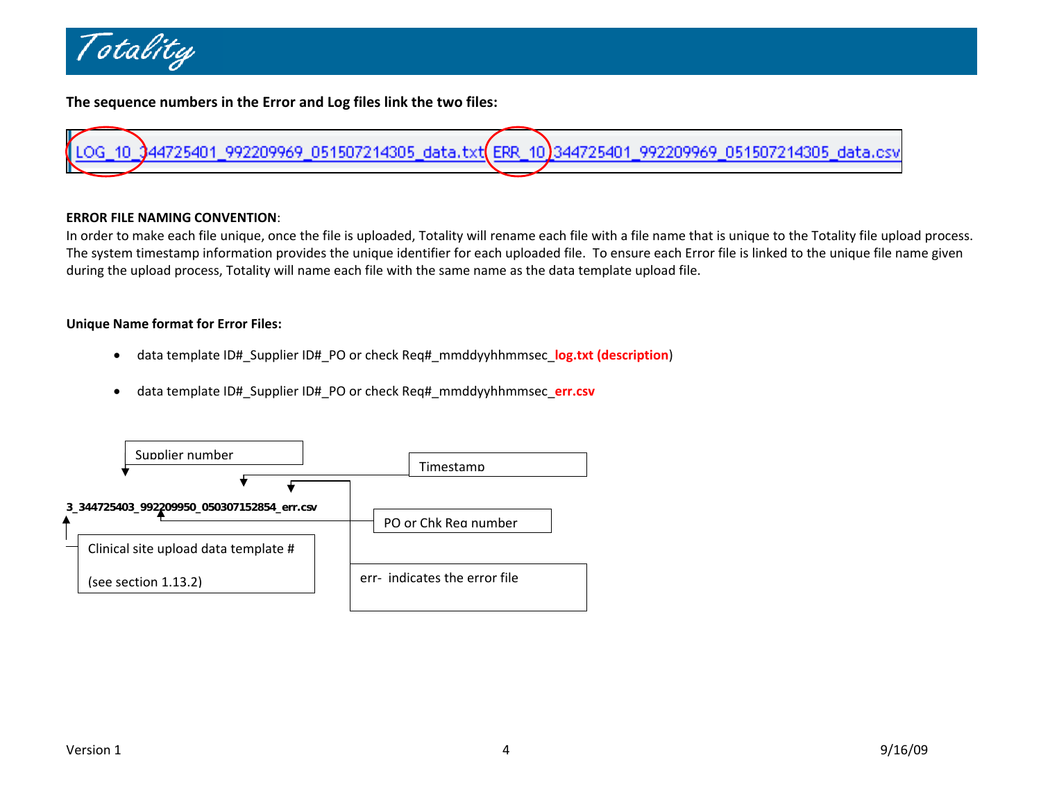**The sequence numbers in the Error and Log files link the two files:**

LOG_10_344725401_992209969_051507214305_data.txt ERR_10_344725401_992209969_051507214305_data.csv

**ERROR FILE NAMING CONVENTION**:
In order to make each file unique, once the file is uploaded, Totality will rename each file with a file name that is unique to the Totality file upload process. The system timestamp information provides the unique identifier for each uploaded file. To ensure each Error file is linked to the unique file name given during the upload process, Totality will name each file with the same name as the data template upload file.

**Unique Name format for Error Files:**

- data template ID#_Supplier ID#_PO or check Req#_mmddyyhhmmsec_**log.txt (description**)
- data template ID#_Supplier ID#_PO or check Req#_mmddyyhhmmsec_**err.csv**

Supplier number

Timestamp

**3_344725403_992209950_050307152854_err.csv**

PO or Chk Req number

Clinical site upload data template #

(see section 1.13.2)

err- indicates the error file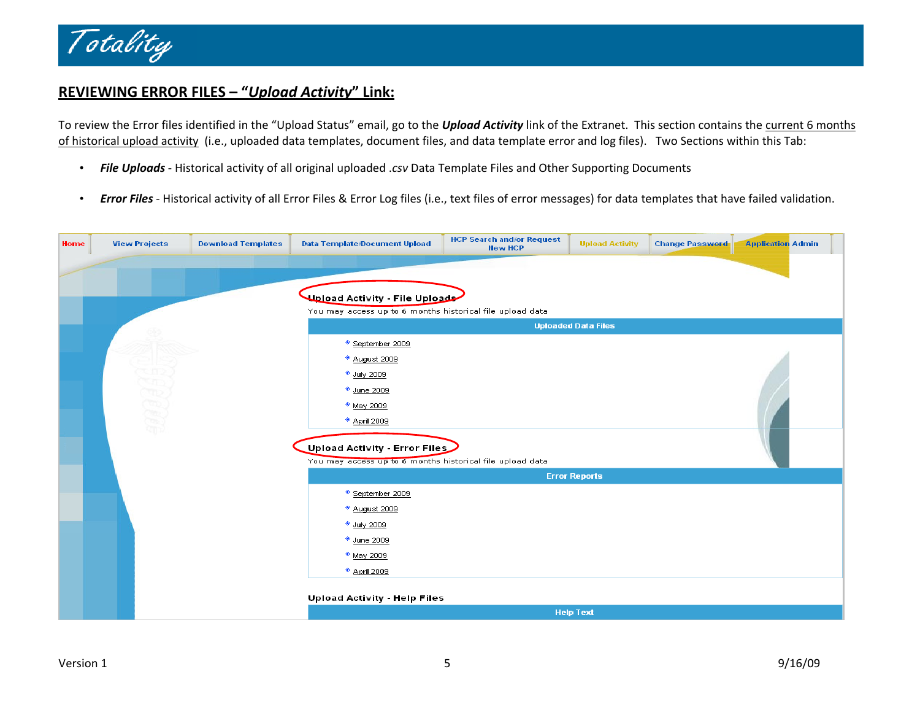## REVIEWING ERROR FILES – "*Upload Activity*" Link:

To review the Error files identified in the "Upload Status" email, go to the ***Upload Activity*** link of the Extranet. This section contains the current 6 months of historical upload activity (i.e., uploaded data templates, document files, and data template error and log files). Two Sections within this Tab:

- ***File Uploads*** - Historical activity of all original uploaded *.csv* Data Template Files and Other Supporting Documents
- ***Error Files*** - Historical activity of all Error Files & Error Log files (i.e., text files of error messages) for data templates that have failed validation.

Home | View Projects | Download Templates | Data Template/Document Upload | HCP Search and/or Request New HCP | Upload Activity | Change Password | Application Admin

**Upload Activity - File Uploads**

You may access up to 6 months historical file upload data

**Uploaded Data Files**

- September 2009
- August 2009
- July 2009
- June 2009
- May 2009
- April 2009

**Upload Activity - Error Files**

You may access up to 6 months historical file upload data

**Error Reports**

- September 2009
- August 2009
- July 2009
- June 2009
- May 2009
- April 2009

**Upload Activity - Help Files**

**Help Text**

Version 1 9/16/09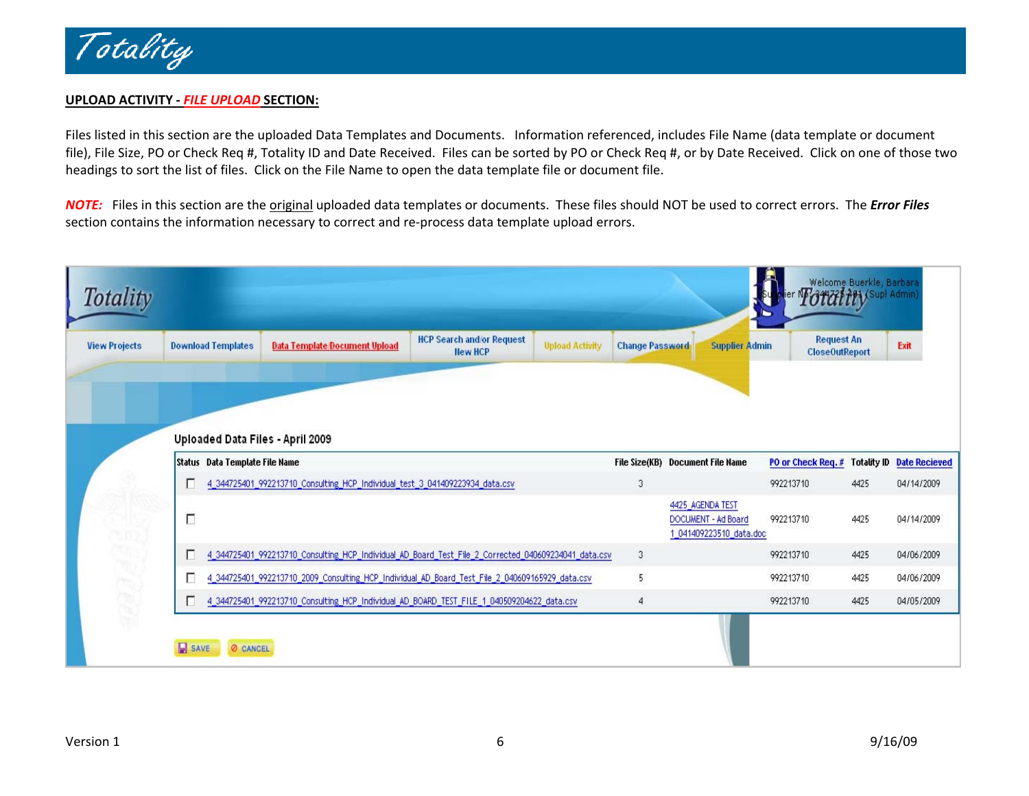**UPLOAD ACTIVITY - *FILE UPLOAD* SECTION:**

Files listed in this section are the uploaded Data Templates and Documents. Information referenced, includes File Name (data template or document file), File Size, PO or Check Req #, Totality ID and Date Received. Files can be sorted by PO or Check Req #, or by Date Received. Click on one of those two headings to sort the list of files. Click on the File Name to open the data template file or document file.

***NOTE:*** Files in this section are the original uploaded data templates or documents. These files should NOT be used to correct errors. The ***Error Files*** section contains the information necessary to correct and re-process data template upload errors.

Totality

View Projects | Download Templates | Data Template/Document Upload | HCP Search and/or Request New HCP | Upload Activity | Change Password | Supplier Admin | Request An CloseOutReport | Exit

Welcome Buerkle, Barbara
Supplier No: 344725401 (Supl Admin)

Uploaded Data Files - April 2009

| Status | Data Template File Name | File Size(KB) | Document File Name | PO or Check Req.# | Totality ID | Date Recieved |
|---|---|---|---|---|---|---|
| ☐ | 4_344725401_992213710_Consulting_HCP_Individual_test_3_041409223934_data.csv | 3 | | 992213710 | 4425 | 04/14/2009 |
| ☐ | | | 4425_AGENDA TEST DOCUMENT - Ad Board 1_041409223510_data.doc | 992213710 | 4425 | 04/14/2009 |
| ☐ | 4_344725401_992213710_Consulting_HCP_Individual_AD_Board_Test_File_2_Corrected_040609234041_data.csv | 3 | | 992213710 | 4425 | 04/06/2009 |
| ☐ | 4_344725401_992213710_2009_Consulting_HCP_Individual_AD_Board_Test_File_2_040609165929_data.csv | 5 | | 992213710 | 4425 | 04/06/2009 |
| ☐ | 4_344725401_992213710_Consulting_HCP_Individual_AD_BOARD_TEST_FILE_1_040509204622_data.csv | 4 | | 992213710 | 4425 | 04/05/2009 |

SAVE | CANCEL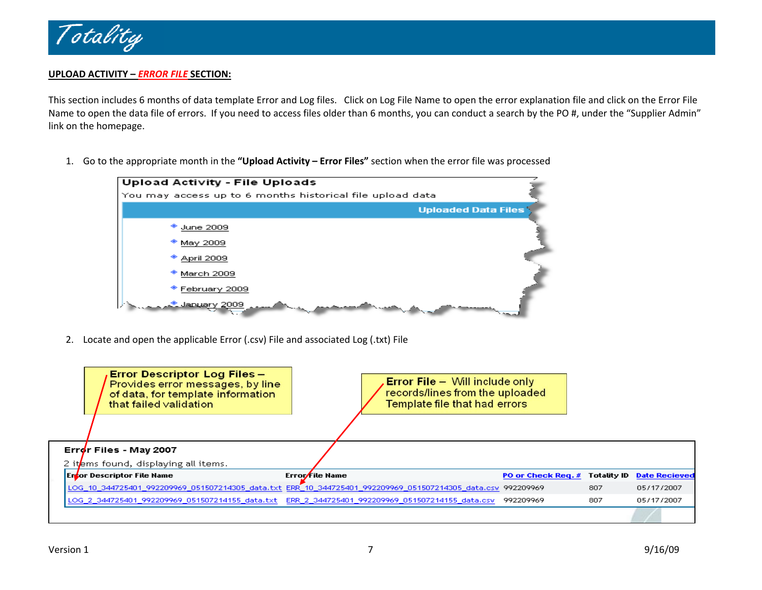**UPLOAD ACTIVITY – *ERROR FILE* SECTION:**

This section includes 6 months of data template Error and Log files. Click on Log File Name to open the error explanation file and click on the Error File Name to open the data file of errors. If you need to access files older than 6 months, you can conduct a search by the PO #, under the "Supplier Admin" link on the homepage.

1. Go to the appropriate month in the **"Upload Activity – Error Files"** section when the error file was processed

**Upload Activity - File Uploads**

You may access up to 6 months historical file upload data

**Uploaded Data Files**

- June 2009
- May 2009
- April 2009
- March 2009
- February 2009
- January 2009

2. Locate and open the applicable Error (.csv) File and associated Log (.txt) File

**Error Descriptor Log Files –** Provides error messages, by line of data, for template information that failed validation

**Error File –** Will include only records/lines from the uploaded Template file that had errors

**Error Files - May 2007**

2 items found, displaying all items.

| Error Descriptor File Name | Error File Name | PO or Check Req. # | Totality ID | Date Recieved |
|---|---|---|---|---|
| LOG_10_344725401_992209969_051507214305_data.txt | ERR_10_344725401_992209969_051507214305_data.csv | 992209969 | 807 | 05/17/2007 |
| LOG_2_344725401_992209969_051507214155_data.txt | ERR_2_344725401_992209969_051507214155_data.csv | 992209969 | 807 | 05/17/2007 |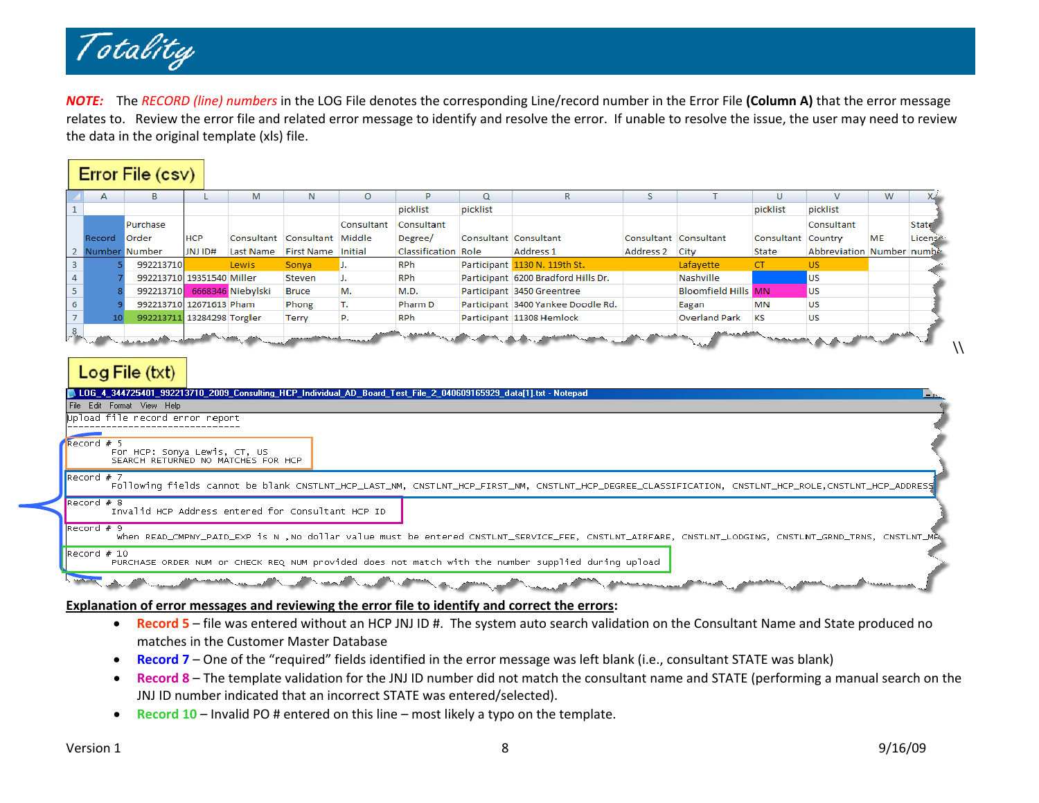***NOTE:*** The *RECORD (line) numbers* in the LOG File denotes the corresponding Line/record number in the Error File **(Column A)** that the error message relates to. Review the error file and related error message to identify and resolve the error. If unable to resolve the issue, the user may need to review the data in the original template (xls) file.

**Error File (csv)**

| | A | B | L | M | N | O | P | Q | R | S | T | U | V | W | X |
|---|---|---|---|---|---|---|---|---|---|---|---|---|---|---|---|
| 1 | | | | | | | picklist | picklist | | | | picklist | picklist | | |
| 2 | Record Number | Purchase Order Number | HCP JNJ ID# | Consultant Last Name | Consultant First Name | Consultant Middle Initial | Consultant Degree/ Classification | Consultant Role | Consultant Address 1 | Consultant Address 2 | Consultant City | Consultant State | Consultant Country Abbreviation | ME Number | State License number |
| 3 | 5 | 992213710 | | Lewis | Sonya | J. | RPh | Participant | 1130 N. 119th St. | | Lafayette | CT | US | | |
| 4 | 7 | 992213710 | 19351540 | Miller | Steven | J. | RPh | Participant | 6200 Bradford Hills Dr. | | Nashville | | US | | |
| 5 | 8 | 992213710 | 6668346 | Niebylski | Bruce | M. | M.D. | Participant | 3450 Greentree | | Bloomfield Hills | MN | US | | |
| 6 | 9 | 992213710 | 12671613 | Pham | Phong | T. | Pharm D | Participant | 3400 Yankee Doodle Rd. | | Eagan | MN | US | | |
| 7 | 10 | 992213711 | 13284298 | Torgler | Terry | P. | RPh | Participant | 11308 Hemlock | | Overland Park | KS | US | | |
| 8 | | | | | | | | | | | | | | | |

**Log File (txt)**

LOG_4_344725401_992213710_2009_Consulting_HCP_Individual_AD_Board_Test_File_2_040609165929_data[1].txt - Notepad

```
Upload file record error report
-------------------------------

Record # 5
         For HCP: Sonya Lewis, CT, US
         SEARCH RETURNED NO MATCHES FOR HCP
Record # 7
         Following fields cannot be blank CNSTLNT_HCP_LAST_NM, CNSTLNT_HCP_FIRST_NM, CNSTLNT_HCP_DEGREE_CLASSIFICATION, CNSTLNT_HCP_ROLE,CNSTLNT_HCP_ADDRESS
Record # 8
         Invalid HCP Address entered for Consultant HCP ID
Record # 9
          when READ_CMPNY_PAID_EXP is N ,No dollar value must be entered CNSTLNT_SERVICE_FEE, CNSTLNT_AIRFARE, CNSTLNT_LODGING, CNSTLNT_GRND_TRNS, CNSTLNT_ME
Record # 10
         PURCHASE ORDER NUM or CHECK REQ NUM provided does not match with the number supplied during upload
```

**Explanation of error messages and reviewing the error file to identify and correct the errors:**

- **Record 5** – file was entered without an HCP JNJ ID #. The system auto search validation on the Consultant Name and State produced no matches in the Customer Master Database
- **Record 7** – One of the "required" fields identified in the error message was left blank (i.e., consultant STATE was blank)
- **Record 8** – The template validation for the JNJ ID number did not match the consultant name and STATE (performing a manual search on the JNJ ID number indicated that an incorrect STATE was entered/selected).
- **Record 10** – Invalid PO # entered on this line – most likely a typo on the template.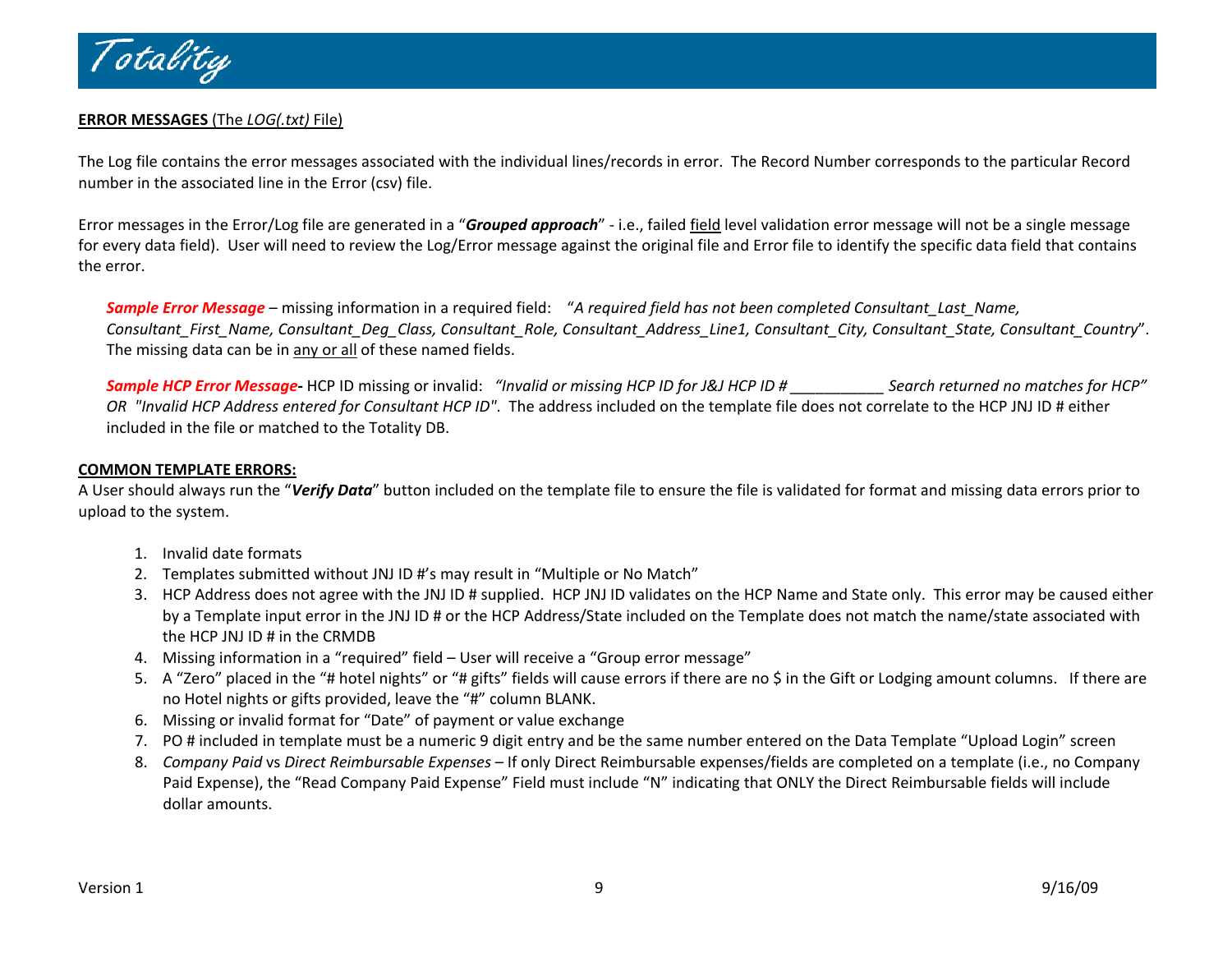**ERROR MESSAGES** (The *LOG(.txt)* File)

The Log file contains the error messages associated with the individual lines/records in error. The Record Number corresponds to the particular Record number in the associated line in the Error (csv) file.

Error messages in the Error/Log file are generated in a "***Grouped approach***" - i.e., failed field level validation error message will not be a single message for every data field). User will need to review the Log/Error message against the original file and Error file to identify the specific data field that contains the error.

***Sample Error Message*** – missing information in a required field: "*A required field has not been completed Consultant_Last_Name, Consultant_First_Name, Consultant_Deg_Class, Consultant_Role, Consultant_Address_Line1, Consultant_City, Consultant_State, Consultant_Country*". The missing data can be in any or all of these named fields.

***Sample HCP Error Message-*** HCP ID missing or invalid: *"Invalid or missing HCP ID for J&J HCP ID # ___________ Search returned no matches for HCP" OR "Invalid HCP Address entered for Consultant HCP ID"*. The address included on the template file does not correlate to the HCP JNJ ID # either included in the file or matched to the Totality DB.

**COMMON TEMPLATE ERRORS:**

A User should always run the "***Verify Data***" button included on the template file to ensure the file is validated for format and missing data errors prior to upload to the system.

1. Invalid date formats
2. Templates submitted without JNJ ID #'s may result in "Multiple or No Match"
3. HCP Address does not agree with the JNJ ID # supplied. HCP JNJ ID validates on the HCP Name and State only. This error may be caused either by a Template input error in the JNJ ID # or the HCP Address/State included on the Template does not match the name/state associated with the HCP JNJ ID # in the CRMDB
4. Missing information in a "required" field – User will receive a "Group error message"
5. A "Zero" placed in the "# hotel nights" or "# gifts" fields will cause errors if there are no $ in the Gift or Lodging amount columns. If there are no Hotel nights or gifts provided, leave the "#" column BLANK.
6. Missing or invalid format for "Date" of payment or value exchange
7. PO # included in template must be a numeric 9 digit entry and be the same number entered on the Data Template "Upload Login" screen
8. *Company Paid* vs *Direct Reimbursable Expenses* – If only Direct Reimbursable expenses/fields are completed on a template (i.e., no Company Paid Expense), the "Read Company Paid Expense" Field must include "N" indicating that ONLY the Direct Reimbursable fields will include dollar amounts.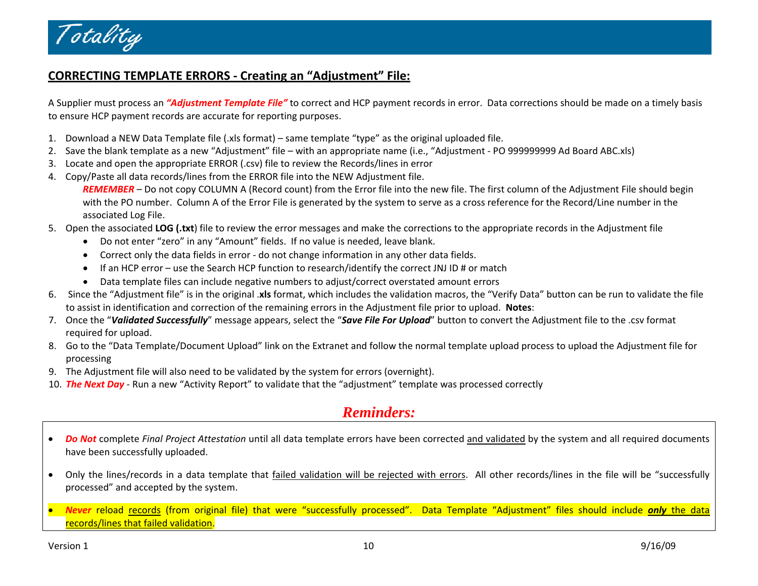## CORRECTING TEMPLATE ERRORS - Creating an "Adjustment" File:

A Supplier must process an ***"Adjustment Template File"*** to correct and HCP payment records in error. Data corrections should be made on a timely basis to ensure HCP payment records are accurate for reporting purposes.

1. Download a NEW Data Template file (.xls format) – same template "type" as the original uploaded file.
2. Save the blank template as a new "Adjustment" file – with an appropriate name (i.e., "Adjustment - PO 999999999 Ad Board ABC.xls)
3. Locate and open the appropriate ERROR (.csv) file to review the Records/lines in error
4. Copy/Paste all data records/lines from the ERROR file into the NEW Adjustment file.
   ***REMEMBER*** – Do not copy COLUMN A (Record count) from the Error file into the new file. The first column of the Adjustment File should begin with the PO number. Column A of the Error File is generated by the system to serve as a cross reference for the Record/Line number in the associated Log File.
5. Open the associated **LOG (.txt**) file to review the error messages and make the corrections to the appropriate records in the Adjustment file
   - Do not enter "zero" in any "Amount" fields. If no value is needed, leave blank.
   - Correct only the data fields in error - do not change information in any other data fields.
   - If an HCP error – use the Search HCP function to research/identify the correct JNJ ID # or match
   - Data template files can include negative numbers to adjust/correct overstated amount errors
6. Since the "Adjustment file" is in the original .**xls** format, which includes the validation macros, the "Verify Data" button can be run to validate the file to assist in identification and correction of the remaining errors in the Adjustment file prior to upload. **Notes**:
7. Once the "***Validated Successfully***" message appears, select the "***Save File For Upload***" button to convert the Adjustment file to the .csv format required for upload.
8. Go to the "Data Template/Document Upload" link on the Extranet and follow the normal template upload process to upload the Adjustment file for processing
9. The Adjustment file will also need to be validated by the system for errors (overnight).
10. ***The Next Day*** - Run a new "Activity Report" to validate that the "adjustment" template was processed correctly

## *Reminders:*

- ***Do Not*** complete *Final Project Attestation* until all data template errors have been corrected and validated by the system and all required documents have been successfully uploaded.
- Only the lines/records in a data template that failed validation will be rejected with errors. All other records/lines in the file will be "successfully processed" and accepted by the system.
- ***Never*** reload records (from original file) that were "successfully processed". Data Template "Adjustment" files should include ***only*** the data records/lines that failed validation.

Version 1 | 9/16/09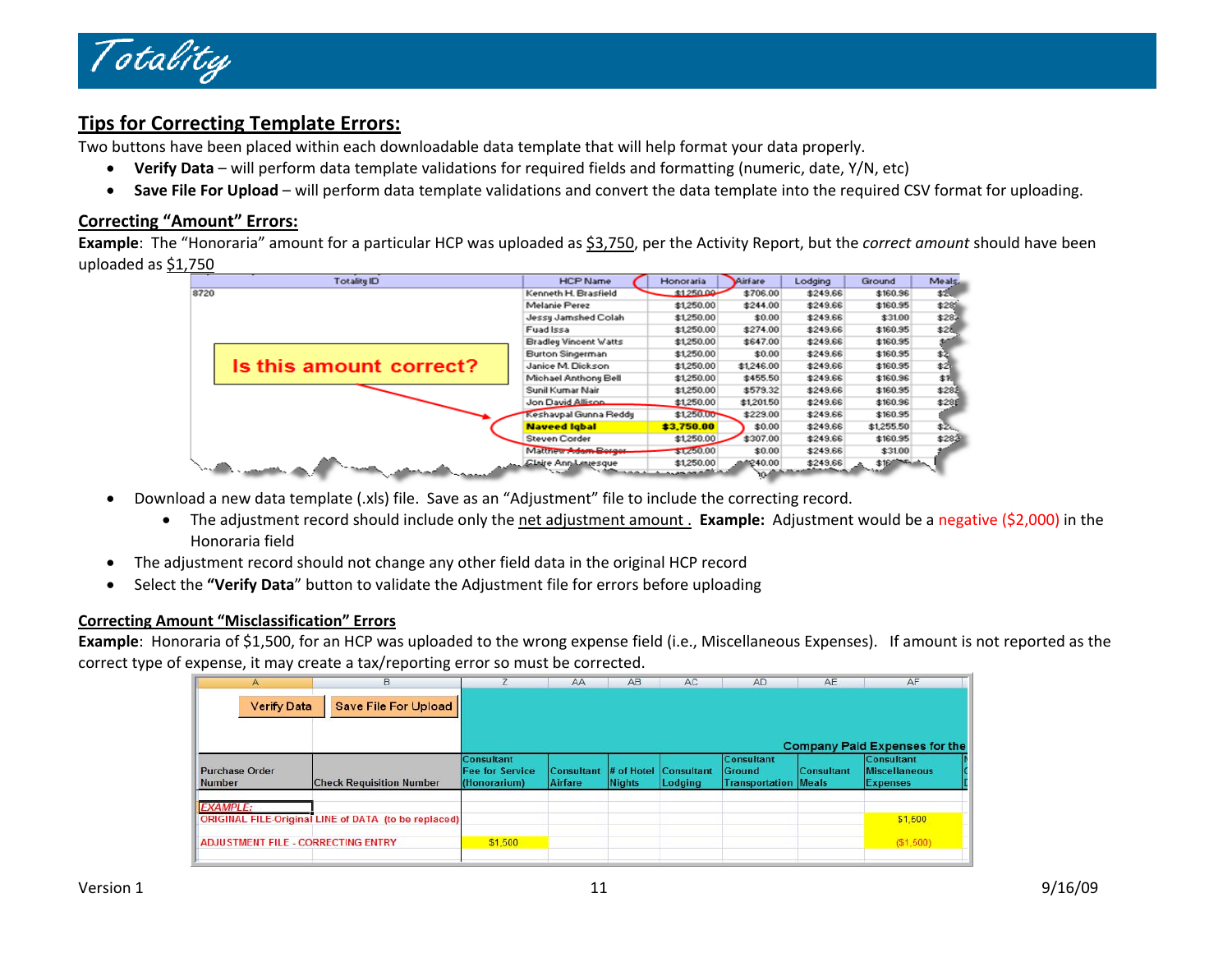## Tips for Correcting Template Errors:

Two buttons have been placed within each downloadable data template that will help format your data properly.

- **Verify Data** – will perform data template validations for required fields and formatting (numeric, date, Y/N, etc)
- **Save File For Upload** – will perform data template validations and convert the data template into the required CSV format for uploading.

### Correcting "Amount" Errors:

**Example**: The "Honoraria" amount for a particular HCP was uploaded as $3,750, per the Activity Report, but the *correct amount* should have been uploaded as $1,750

| Totality ID | HCP Name | Honoraria | Airfare | Lodging | Ground | Meals |
|---|---|---|---|---|---|---|
| 8720 | Kenneth H. Brasfield | $1,250.00 | $706.00 | $249.66 | $160.96 | |
| | Melanie Perez | $1,250.00 | $244.00 | $249.66 | $160.95 | |
| | Jessy Jamshed Colah | $1,250.00 | $0.00 | $249.66 | $31.00 | |
| | Fuad Issa | $1,250.00 | $274.00 | $249.66 | $160.95 | |
| | Bradley Vincent Watts | $1,250.00 | $647.00 | $249.66 | $160.95 | |
| | Burton Singerman | $1,250.00 | $0.00 | $249.66 | $160.95 | |
| | Janice M. Dickson | $1,250.00 | $1,246.00 | $249.66 | $160.95 | |
| | Michael Anthony Bell | $1,250.00 | $455.50 | $249.66 | $160.96 | |
| | Sunil Kumar Nair | $1,250.00 | $579.32 | $249.66 | $160.95 | |
| | Jon David Allison | $1,250.00 | $1,201.50 | $249.66 | $160.96 | |
| | Keshavpal Gunna Reddy | $1,250.00 | $229.00 | $249.66 | $160.95 | |
| | **Naveed Iqbal** | **$3,750.00** | $0.00 | $249.66 | $1,255.50 | |
| | Steven Corder | $1,250.00 | $307.00 | $249.66 | $160.95 | |
| | Matthew Adam Berger | $1,250.00 | $0.00 | $249.66 | $31.00 | |
| | Claire Ann Levesque | $1,250.00 | $240.00 | $249.66 | | |

Is this amount correct?

- Download a new data template (.xls) file. Save as an "Adjustment" file to include the correcting record.
  - The adjustment record should include only the net adjustment amount . **Example:** Adjustment would be a negative ($2,000) in the Honoraria field
- The adjustment record should not change any other field data in the original HCP record
- Select the **"Verify Data"** button to validate the Adjustment file for errors before uploading

### Correcting Amount "Misclassification" Errors

**Example**: Honoraria of $1,500, for an HCP was uploaded to the wrong expense field (i.e., Miscellaneous Expenses). If amount is not reported as the correct type of expense, it may create a tax/reporting error so must be corrected.

| A | B | Z | AA | AB | AC | AD | AE | AF |
|---|---|---|---|---|---|---|---|---|
| Verify Data | Save File For Upload | | | | | Company Paid Expenses for the | | |
| Purchase Order Number | Check Requisition Number | Consultant Fee for Service (Honorarium) | Consultant Airfare | # of Hotel Nights | Consultant Lodging | Consultant Ground Transportation | Consultant Meals | Consultant Miscellaneous Expenses |
| EXAMPLE: | | | | | | | | |
| ORIGINAL FILE-Original LINE of DATA (to be replaced) | | | | | | | | $1,500 |
| ADJUSTMENT FILE - CORRECTING ENTRY | | $1,500 | | | | | | ($1,500) |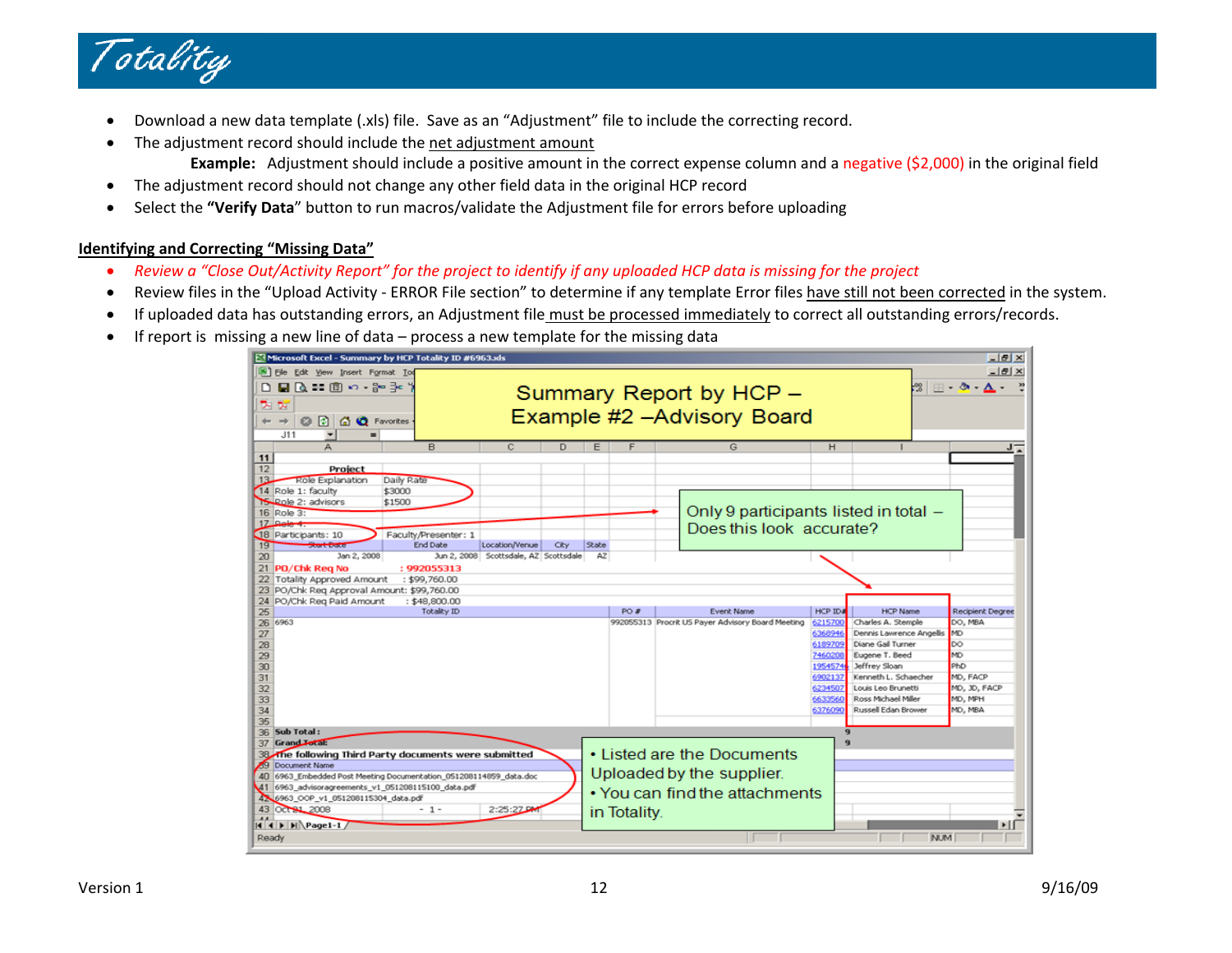- Download a new data template (.xls) file. Save as an “Adjustment” file to include the correcting record.
- The adjustment record should include the net adjustment amount
  - **Example:** Adjustment should include a positive amount in the correct expense column and a negative ($2,000) in the original field
- The adjustment record should not change any other field data in the original HCP record
- Select the **“Verify Data”** button to run macros/validate the Adjustment file for errors before uploading

**Identifying and Correcting “Missing Data”**

- *Review a “Close Out/Activity Report” for the project to identify if any uploaded HCP data is missing for the project*
- Review files in the “Upload Activity - ERROR File section” to determine if any template Error files have still not been corrected in the system.
- If uploaded data has outstanding errors, an Adjustment file must be processed immediately to correct all outstanding errors/records.
- If report is missing a new line of data – process a new template for the missing data

Summary Report by HCP – Example #2 –Advisory Board

Only 9 participants listed in total – Does this look accurate?

- Listed are the Documents Uploaded by the supplier.
- You can find the attachments in Totality.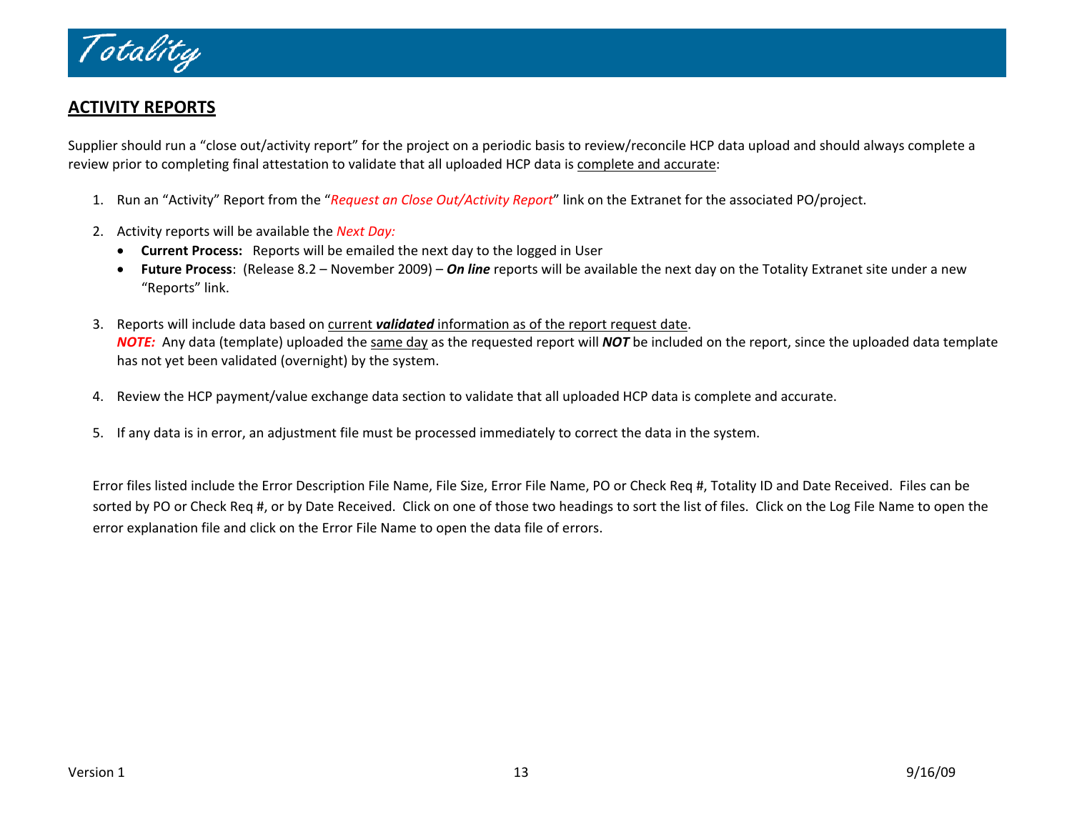## ACTIVITY REPORTS

Supplier should run a "close out/activity report" for the project on a periodic basis to review/reconcile HCP data upload and should always complete a review prior to completing final attestation to validate that all uploaded HCP data is complete and accurate:

1. Run an "Activity" Report from the "*Request an Close Out/Activity Report*" link on the Extranet for the associated PO/project.

2. Activity reports will be available the *Next Day:*
   - **Current Process:** Reports will be emailed the next day to the logged in User
   - **Future Process**: (Release 8.2 – November 2009) – ***On line*** reports will be available the next day on the Totality Extranet site under a new "Reports" link.

3. Reports will include data based on current ***validated*** information as of the report request date.
   ***NOTE:*** Any data (template) uploaded the same day as the requested report will ***NOT*** be included on the report, since the uploaded data template has not yet been validated (overnight) by the system.

4. Review the HCP payment/value exchange data section to validate that all uploaded HCP data is complete and accurate.

5. If any data is in error, an adjustment file must be processed immediately to correct the data in the system.

Error files listed include the Error Description File Name, File Size, Error File Name, PO or Check Req #, Totality ID and Date Received. Files can be sorted by PO or Check Req #, or by Date Received. Click on one of those two headings to sort the list of files. Click on the Log File Name to open the error explanation file and click on the Error File Name to open the data file of errors.